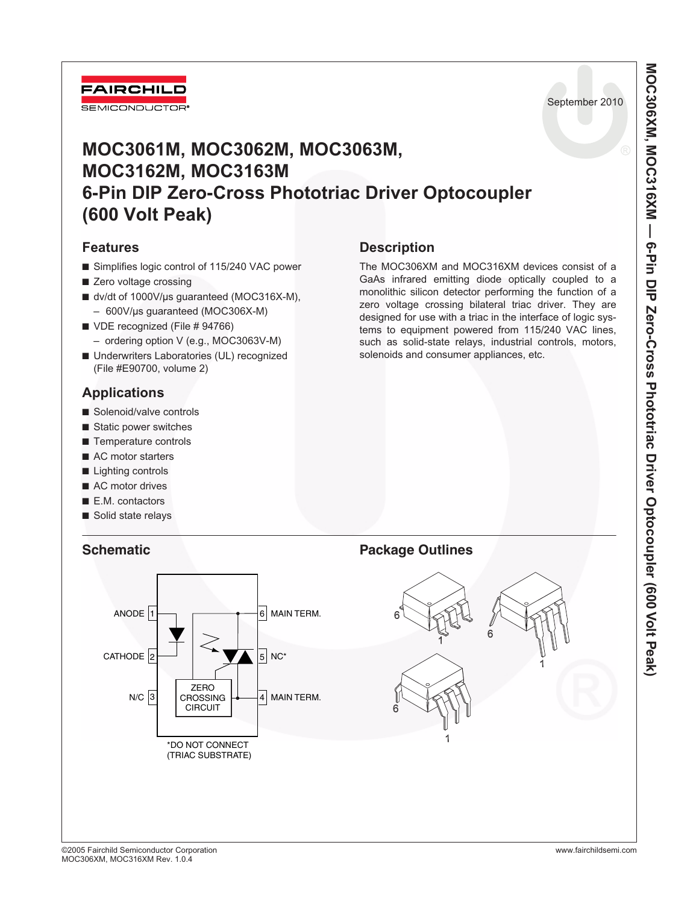FAIRCHILD SEMICONDUCTOR®

September 2010

# MOC3061M, MOC3062M, MOC3063M, MOC3162M, MOC3163M 6-Pin DIP Zero-Cross Phototriac Driver Optocoupler (600 Volt Peak)

## Features

- Simplifies logic control of 115/240 VAC power
- Zero voltage crossing
- dv/dt of 1000V/µs guaranteed (MOC316X-M),
  - 600V/µs guaranteed (MOC306X-M)
- VDE recognized (File # 94766)
  - ordering option V (e.g., MOC3063V-M)
- Underwriters Laboratories (UL) recognized (File #E90700, volume 2)

## Applications

- Solenoid/valve controls
- Static power switches
- Temperature controls
- AC motor starters
- Lighting controls
- AC motor drives
- E.M. contactors
- Solid state relays

## Description

The MOC306XM and MOC316XM devices consist of a GaAs infrared emitting diode optically coupled to a monolithic silicon detector performing the function of a zero voltage crossing bilateral triac driver. They are designed for use with a triac in the interface of logic systems to equipment powered from 115/240 VAC lines, such as solid-state relays, industrial controls, motors, solenoids and consumer appliances, etc.

## Schematic

ANODE 1, CATHODE 2, N/C 3, ZERO CROSSING CIRCUIT, 6 MAIN TERM., 5 NC*, 4 MAIN TERM.

*DO NOT CONNECT (TRIAC SUBSTRATE)

## Package Outlines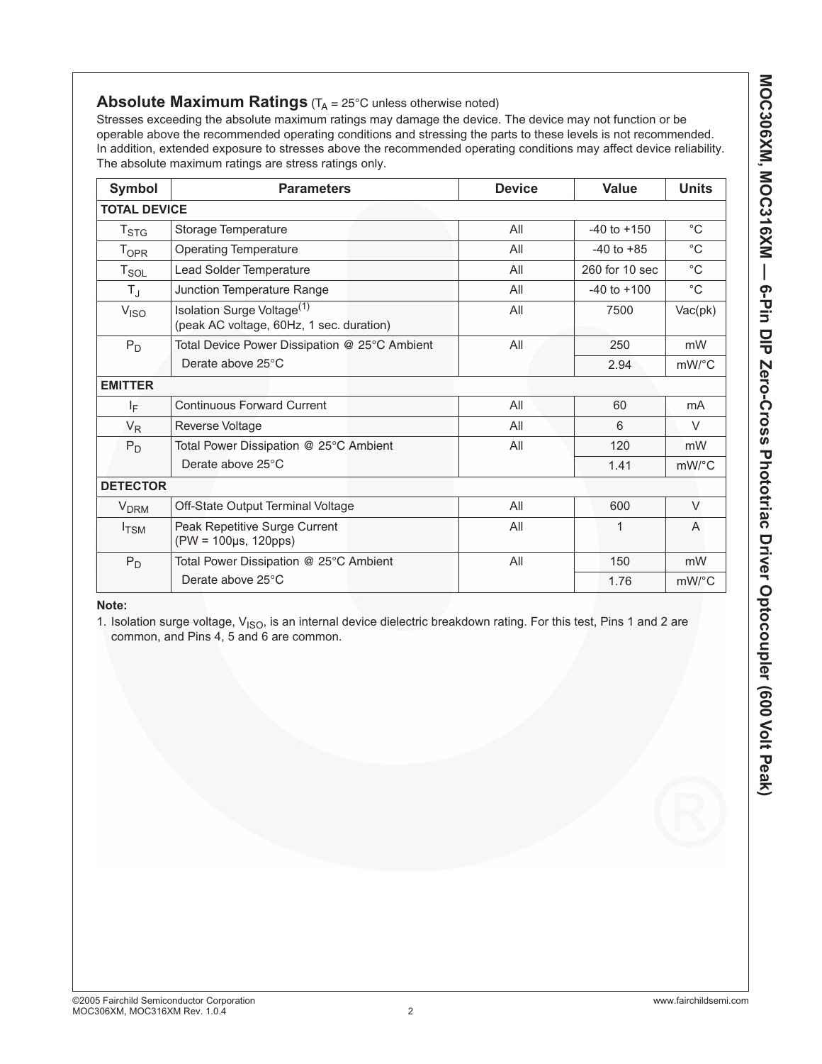## Absolute Maximum Ratings ($T_A$ = 25°C unless otherwise noted)

Stresses exceeding the absolute maximum ratings may damage the device. The device may not function or be operable above the recommended operating conditions and stressing the parts to these levels is not recommended. In addition, extended exposure to stresses above the recommended operating conditions may affect device reliability. The absolute maximum ratings are stress ratings only.

| Symbol | Parameters | Device | Value | Units |
|---|---|---|---|---|
| **TOTAL DEVICE** | | | | |
| $T_{STG}$ | Storage Temperature | All | -40 to +150 | °C |
| $T_{OPR}$ | Operating Temperature | All | -40 to +85 | °C |
| $T_{SOL}$ | Lead Solder Temperature | All | 260 for 10 sec | °C |
| $T_J$ | Junction Temperature Range | All | -40 to +100 | °C |
| $V_{ISO}$ | Isolation Surge Voltage[1] (peak AC voltage, 60Hz, 1 sec. duration) | All | 7500 | Vac(pk) |
| $P_D$ | Total Device Power Dissipation @ 25°C Ambient | All | 250 | mW |
| | Derate above 25°C | | 2.94 | mW/°C |
| **EMITTER** | | | | |
| $I_F$ | Continuous Forward Current | All | 60 | mA |
| $V_R$ | Reverse Voltage | All | 6 | V |
| $P_D$ | Total Power Dissipation @ 25°C Ambient | All | 120 | mW |
| | Derate above 25°C | | 1.41 | mW/°C |
| **DETECTOR** | | | | |
| $V_{DRM}$ | Off-State Output Terminal Voltage | All | 600 | V |
| $I_{TSM}$ | Peak Repetitive Surge Current (PW = 100µs, 120pps) | All | 1 | A |
| $P_D$ | Total Power Dissipation @ 25°C Ambient | All | 150 | mW |
| | Derate above 25°C | | 1.76 | mW/°C |

**Note:**

1. Isolation surge voltage, $V_{ISO}$, is an internal device dielectric breakdown rating. For this test, Pins 1 and 2 are common, and Pins 4, 5 and 6 are common.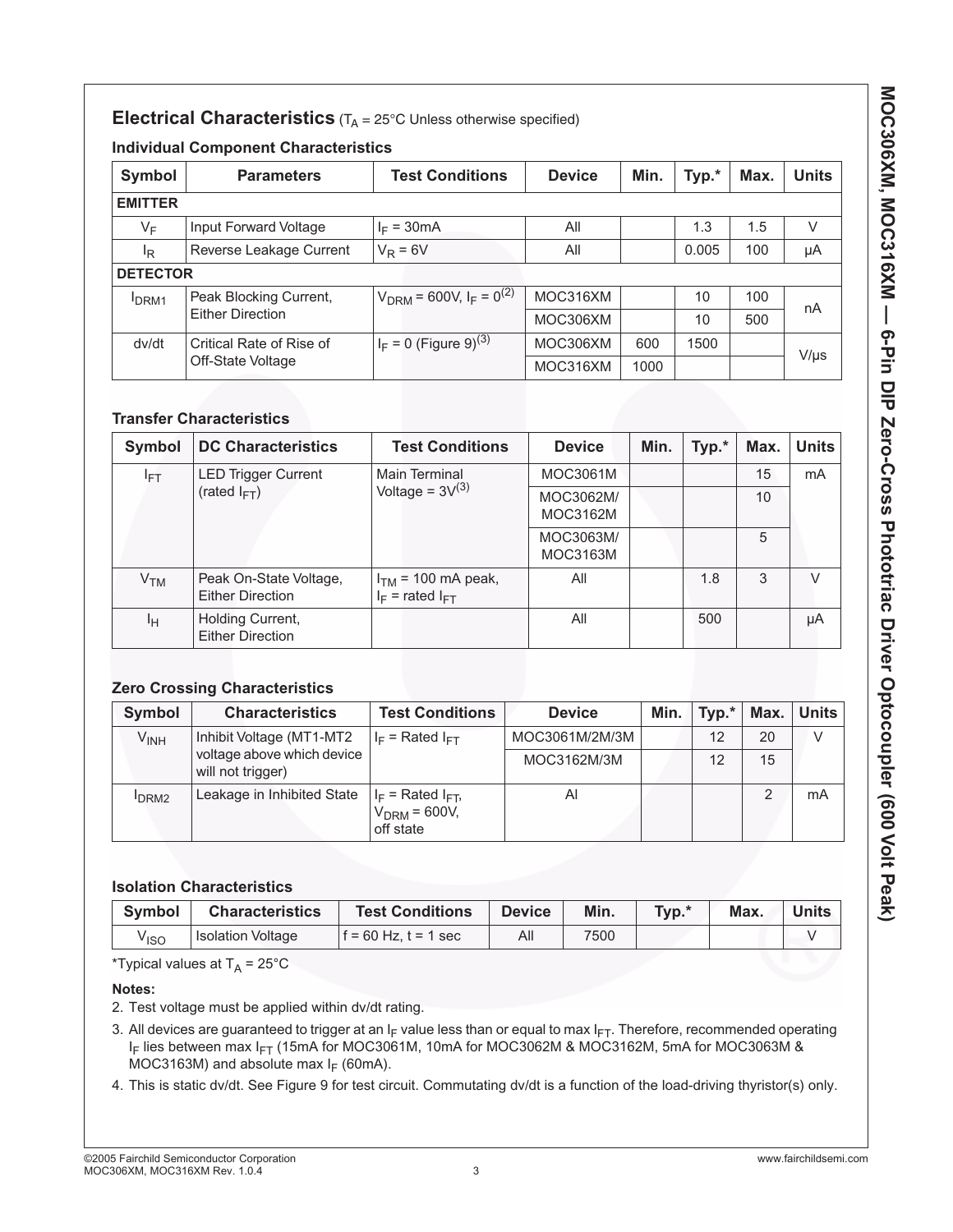## Electrical Characteristics ($T_A$ = 25°C Unless otherwise specified)

### Individual Component Characteristics

| Symbol | Parameters | Test Conditions | Device | Min. | Typ.* | Max. | Units |
|---|---|---|---|---|---|---|---|
| **EMITTER** | | | | | | | |
| $V_F$ | Input Forward Voltage | $I_F$ = 30mA | All | | 1.3 | 1.5 | V |
| $I_R$ | Reverse Leakage Current | $V_R$ = 6V | All | | 0.005 | 100 | µA |
| **DETECTOR** | | | | | | | |
| $I_{DRM1}$ | Peak Blocking Current, Either Direction | $V_{DRM}$ = 600V, $I_F$ = 0(2) | MOC316XM | | 10 | 100 | nA |
| | | | MOC306XM | | 10 | 500 | |
| dv/dt | Critical Rate of Rise of Off-State Voltage | $I_F$ = 0 (Figure 9)(3) | MOC306XM | 600 | 1500 | | V/µs |
| | | | MOC316XM | 1000 | | | |

### Transfer Characteristics

| Symbol | DC Characteristics | Test Conditions | Device | Min. | Typ.* | Max. | Units |
|---|---|---|---|---|---|---|---|
| $I_{FT}$ | LED Trigger Current (rated $I_{FT}$) | Main Terminal Voltage = 3V(3) | MOC3061M | | | 15 | mA |
| | | | MOC3062M/ MOC3162M | | | 10 | |
| | | | MOC3063M/ MOC3163M | | | 5 | |
| $V_{TM}$ | Peak On-State Voltage, Either Direction | $I_{TM}$ = 100 mA peak, $I_F$ = rated $I_{FT}$ | All | | 1.8 | 3 | V |
| $I_H$ | Holding Current, Either Direction | | All | | 500 | | µA |

### Zero Crossing Characteristics

| Symbol | Characteristics | Test Conditions | Device | Min. | Typ.* | Max. | Units |
|---|---|---|---|---|---|---|---|
| $V_{INH}$ | Inhibit Voltage (MT1-MT2 voltage above which device will not trigger) | $I_F$ = Rated $I_{FT}$ | MOC3061M/2M/3M | | 12 | 20 | V |
| | | | MOC3162M/3M | | 12 | 15 | |
| $I_{DRM2}$ | Leakage in Inhibited State | $I_F$ = Rated $I_{FT}$, $V_{DRM}$ = 600V, off state | Al | | | 2 | mA |

### Isolation Characteristics

| Symbol | Characteristics | Test Conditions | Device | Min. | Typ.* | Max. | Units |
|---|---|---|---|---|---|---|---|
| $V_{ISO}$ | Isolation Voltage | f = 60 Hz, t = 1 sec | All | 7500 | | | V |

*Typical values at $T_A$ = 25°C

**Notes:**

2. Test voltage must be applied within dv/dt rating.
3. All devices are guaranteed to trigger at an $I_F$ value less than or equal to max $I_{FT}$. Therefore, recommended operating $I_F$ lies between max $I_{FT}$ (15mA for MOC3061M, 10mA for MOC3062M & MOC3162M, 5mA for MOC3063M & MOC3163M) and absolute max $I_F$ (60mA).
4. This is static dv/dt. See Figure 9 for test circuit. Commutating dv/dt is a function of the load-driving thyristor(s) only.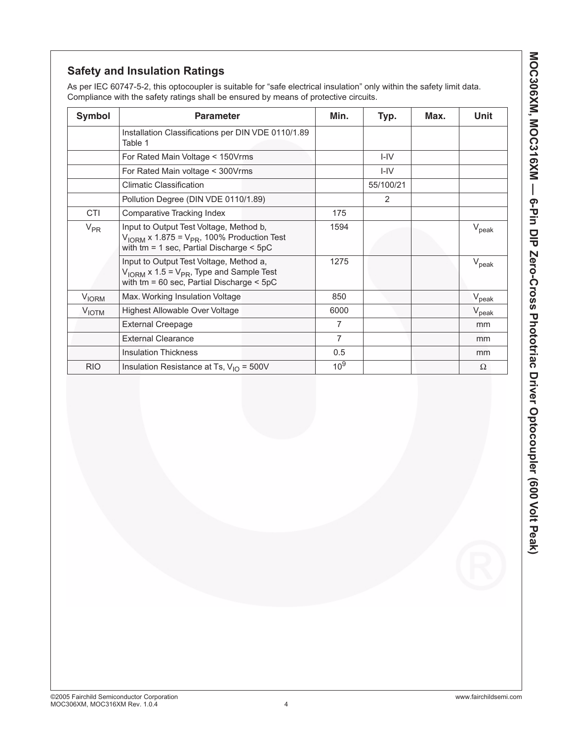## Safety and Insulation Ratings

As per IEC 60747-5-2, this optocoupler is suitable for “safe electrical insulation” only within the safety limit data. Compliance with the safety ratings shall be ensured by means of protective circuits.

| Symbol | Parameter | Min. | Typ. | Max. | Unit |
|---|---|---|---|---|---|
| | Installation Classifications per DIN VDE 0110/1.89 Table 1 | | | | |
| | For Rated Main Voltage < 150Vrms | | I-IV | | |
| | For Rated Main voltage < 300Vrms | | I-IV | | |
| | Climatic Classification | | 55/100/21 | | |
| | Pollution Degree (DIN VDE 0110/1.89) | | 2 | | |
| CTI | Comparative Tracking Index | 175 | | | |
| $V_{PR}$ | Input to Output Test Voltage, Method b, $V_{IORM}$ x 1.875 = $V_{PR}$, 100% Production Test with tm = 1 sec, Partial Discharge < 5pC | 1594 | | | $V_{peak}$ |
| | Input to Output Test Voltage, Method a, $V_{IORM}$ x 1.5 = $V_{PR}$, Type and Sample Test with tm = 60 sec, Partial Discharge < 5pC | 1275 | | | $V_{peak}$ |
| $V_{IORM}$ | Max. Working Insulation Voltage | 850 | | | $V_{peak}$ |
| $V_{IOTM}$ | Highest Allowable Over Voltage | 6000 | | | $V_{peak}$ |
| | External Creepage | 7 | | | mm |
| | External Clearance | 7 | | | mm |
| | Insulation Thickness | 0.5 | | | mm |
| RIO | Insulation Resistance at Ts, $V_{IO}$ = 500V | $10^9$ | | | Ω |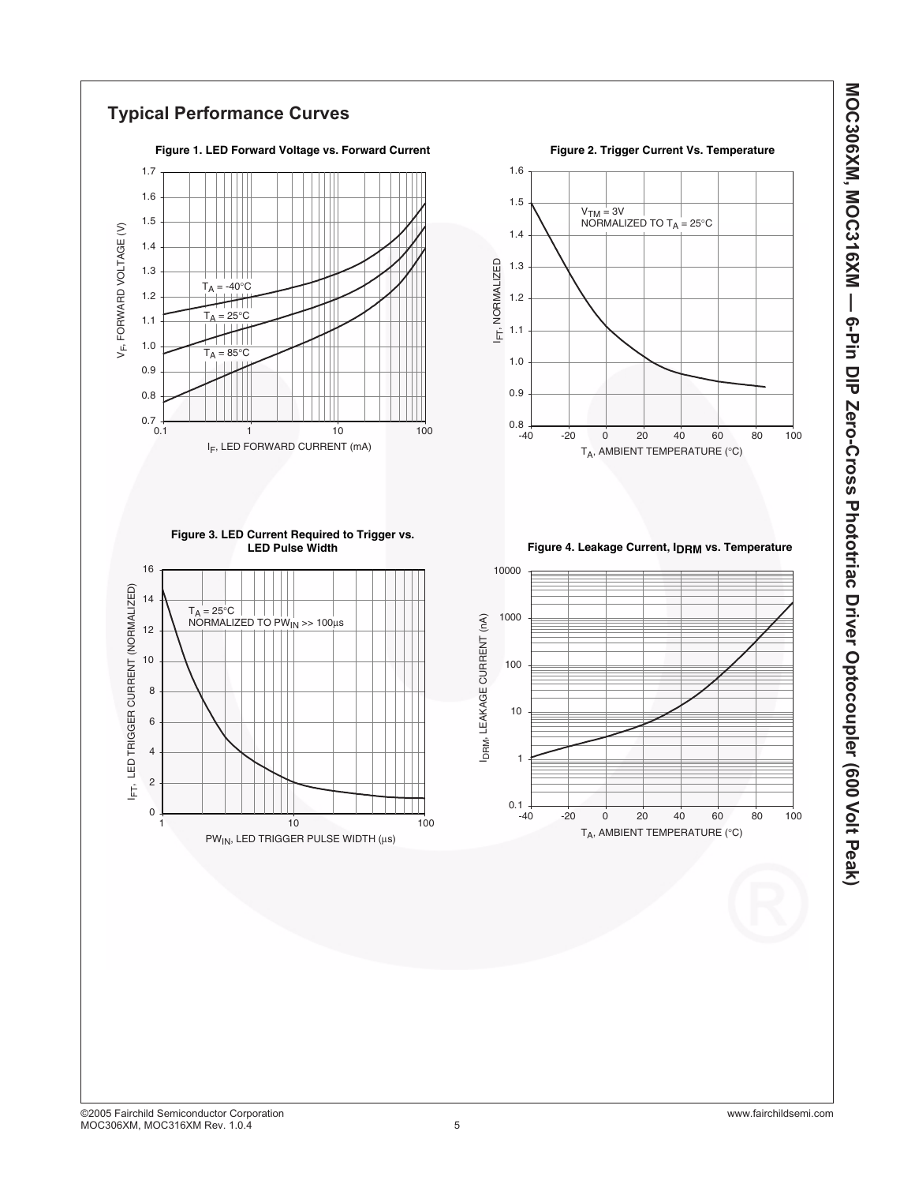## Typical Performance Curves

**Figure 1. LED Forward Voltage vs. Forward Current**

$T_A$ = -40°C

$T_A$ = 25°C

$T_A$ = 85°C

$V_F$, FORWARD VOLTAGE (V)

$I_F$, LED FORWARD CURRENT (mA)

**Figure 2. Trigger Current Vs. Temperature**

$V_{TM}$ = 3V
NORMALIZED TO $T_A$ = 25°C

$I_{FT}$, NORMALIZED

$T_A$, AMBIENT TEMPERATURE (°C)

**Figure 3. LED Current Required to Trigger vs. LED Pulse Width**

$T_A$ = 25°C
NORMALIZED TO $PW_{IN}$ >> 100µs

$I_{FT}$, LED TRIGGER CURRENT (NORMALIZED)

$PW_{IN}$, LED TRIGGER PULSE WIDTH (µs)

**Figure 4. Leakage Current, $I_{DRM}$ vs. Temperature**

$I_{DRM}$, LEAKAGE CURRENT (nA)

$T_A$, AMBIENT TEMPERATURE (°C)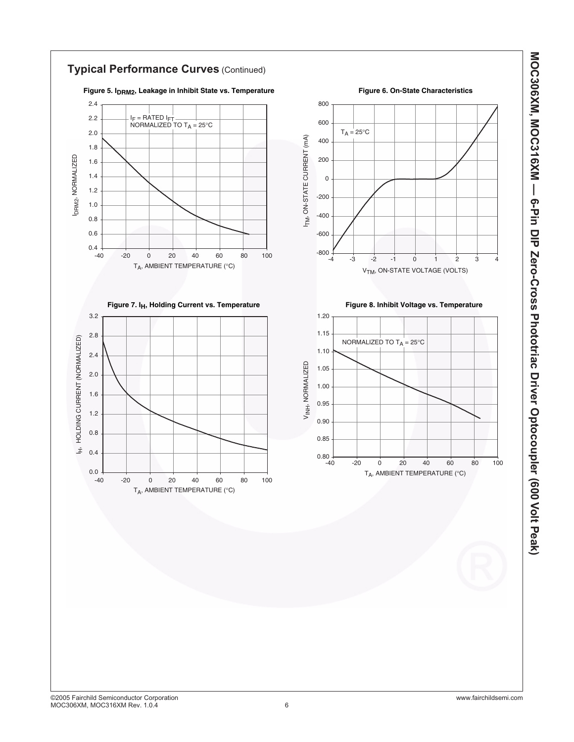## Typical Performance Curves (Continued)

**Figure 5. $I_{DRM2}$, Leakage in Inhibit State vs. Temperature**

$I_F$ = RATED $I_{FT}$
NORMALIZED TO $T_A$ = 25°C

$I_{DRM2}$, NORMALIZED

$T_A$, AMBIENT TEMPERATURE (°C)

**Figure 6. On-State Characteristics**

$T_A$ = 25°C

$I_{TM}$, ON-STATE CURRENT (mA)

$V_{TM}$, ON-STATE VOLTAGE (VOLTS)

**Figure 7. $I_H$, Holding Current vs. Temperature**

$I_H$, HOLDING CURRENT (NORMALIZED)

$T_A$, AMBIENT TEMPERATURE (°C)

**Figure 8. Inhibit Voltage vs. Temperature**

NORMALIZED TO $T_A$ = 25°C

$V_{INH}$, NORMALIZED

$T_A$, AMBIENT TEMPERATURE (°C)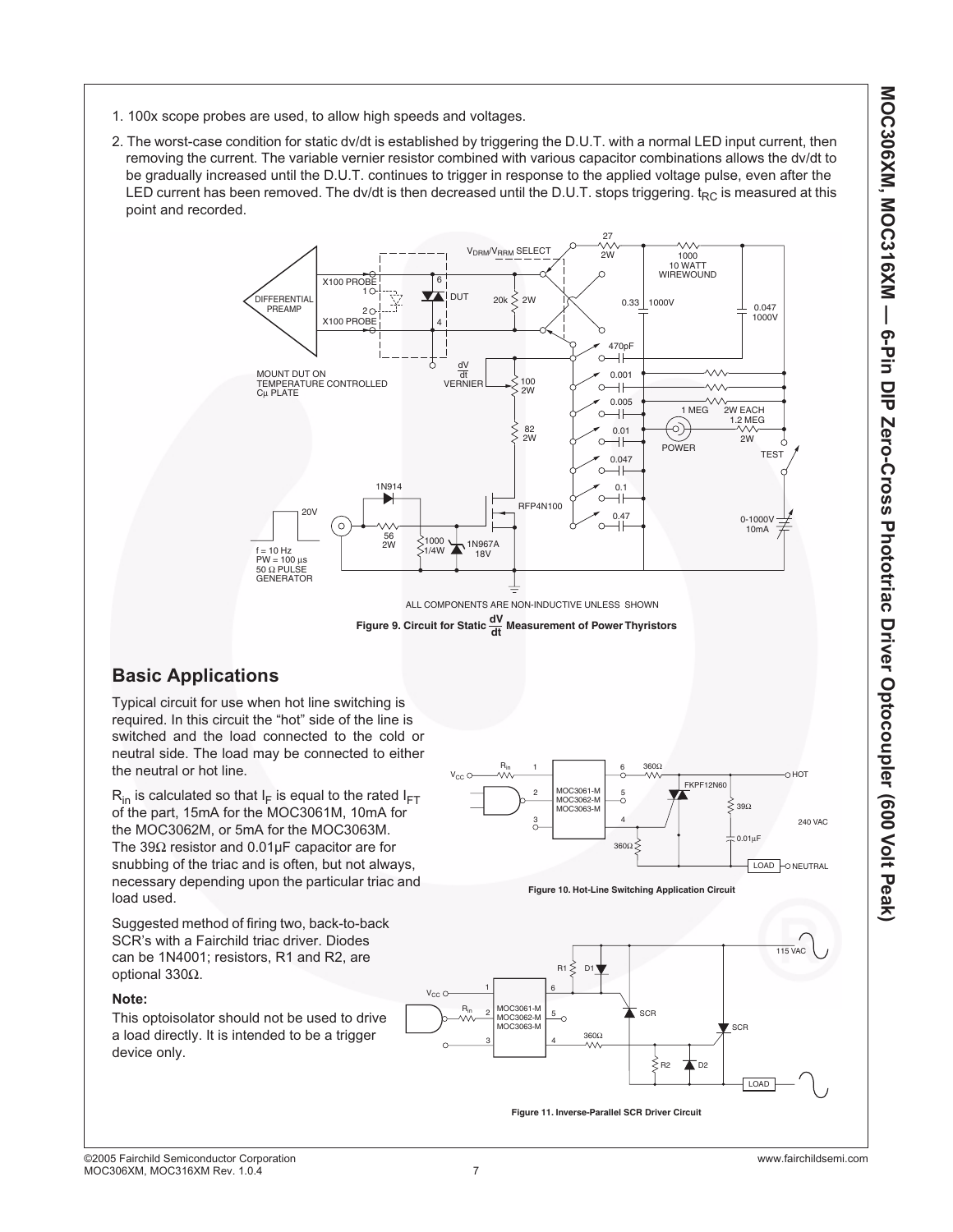1. 100x scope probes are used, to allow high speeds and voltages.
2. The worst-case condition for static dv/dt is established by triggering the D.U.T. with a normal LED input current, then removing the current. The variable vernier resistor combined with various capacitor combinations allows the dv/dt to be gradually increased until the D.U.T. continues to trigger in response to the applied voltage pulse, even after the LED current has been removed. The dv/dt is then decreased until the D.U.T. stops triggering. $t_{RC}$ is measured at this point and recorded.

ALL COMPONENTS ARE NON-INDUCTIVE UNLESS SHOWN

**Figure 9. Circuit for Static $\frac{dV}{dt}$ Measurement of Power Thyristors**

## Basic Applications

Typical circuit for use when hot line switching is required. In this circuit the "hot" side of the line is switched and the load connected to the cold or neutral side. The load may be connected to either the neutral or hot line.

$R_{in}$ is calculated so that $I_F$ is equal to the rated $I_{FT}$ of the part, 15mA for the MOC3061M, 10mA for the MOC3062M, or 5mA for the MOC3063M. The 39Ω resistor and 0.01µF capacitor are for snubbing of the triac and is often, but not always, necessary depending upon the particular triac and load used.

**Figure 10. Hot-Line Switching Application Circuit**

Suggested method of firing two, back-to-back SCR's with a Fairchild triac driver. Diodes can be 1N4001; resistors, R1 and R2, are optional 330Ω.

**Note:**

This optoisolator should not be used to drive a load directly. It is intended to be a trigger device only.

**Figure 11. Inverse-Parallel SCR Driver Circuit**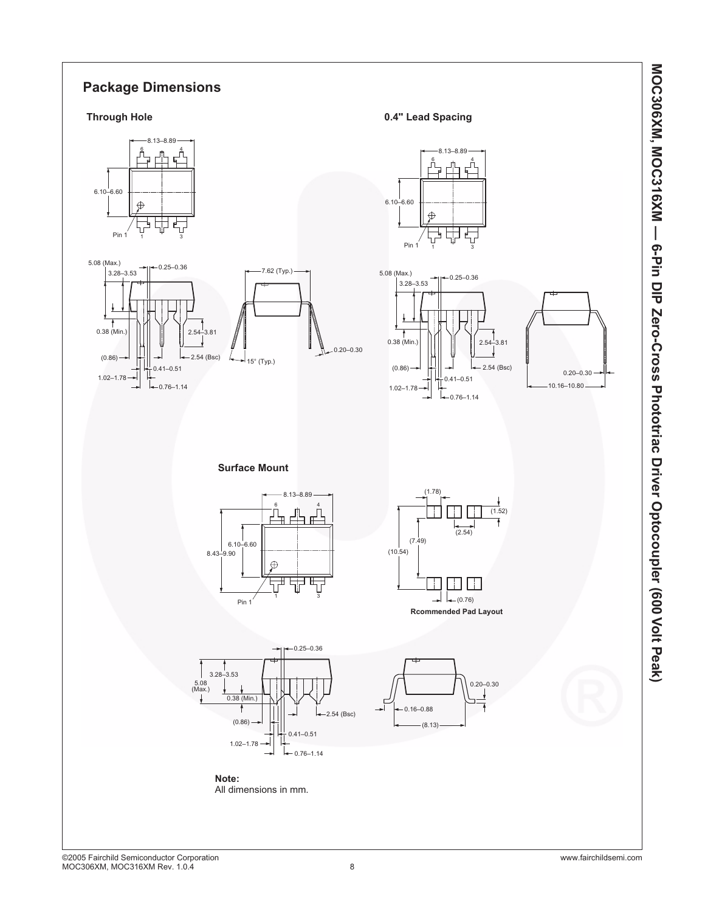## Package Dimensions

### Through Hole

8.13–8.89

6.10–6.60

Pin 1

5.08 (Max.)

3.28–3.53

0.25–0.36

0.38 (Min.)

2.54–3.81

(0.86)

2.54 (Bsc)

0.41–0.51

1.02–1.78

0.76–1.14

7.62 (Typ.)

15° (Typ.)

0.20–0.30

### 0.4" Lead Spacing

8.13–8.89

6.10–6.60

Pin 1

5.08 (Max.)

3.28–3.53

0.25–0.36

0.38 (Min.)

2.54–3.81

(0.86)

2.54 (Bsc)

0.41–0.51

1.02–1.78

0.76–1.14

0.20–0.30

10.16–10.80

### Surface Mount

8.13–8.89

6.10–6.60

8.43–9.90

Pin 1

(1.78)

(1.52)

(2.54)

(7.49)

(10.54)

(0.76)

**Rcommended Pad Layout**

0.25–0.36

3.28–3.53

5.08 (Max.)

0.38 (Min.)

2.54 (Bsc)

(0.86)

0.41–0.51

1.02–1.78

0.76–1.14

0.20–0.30

0.16–0.88

(8.13)

**Note:**
All dimensions in mm.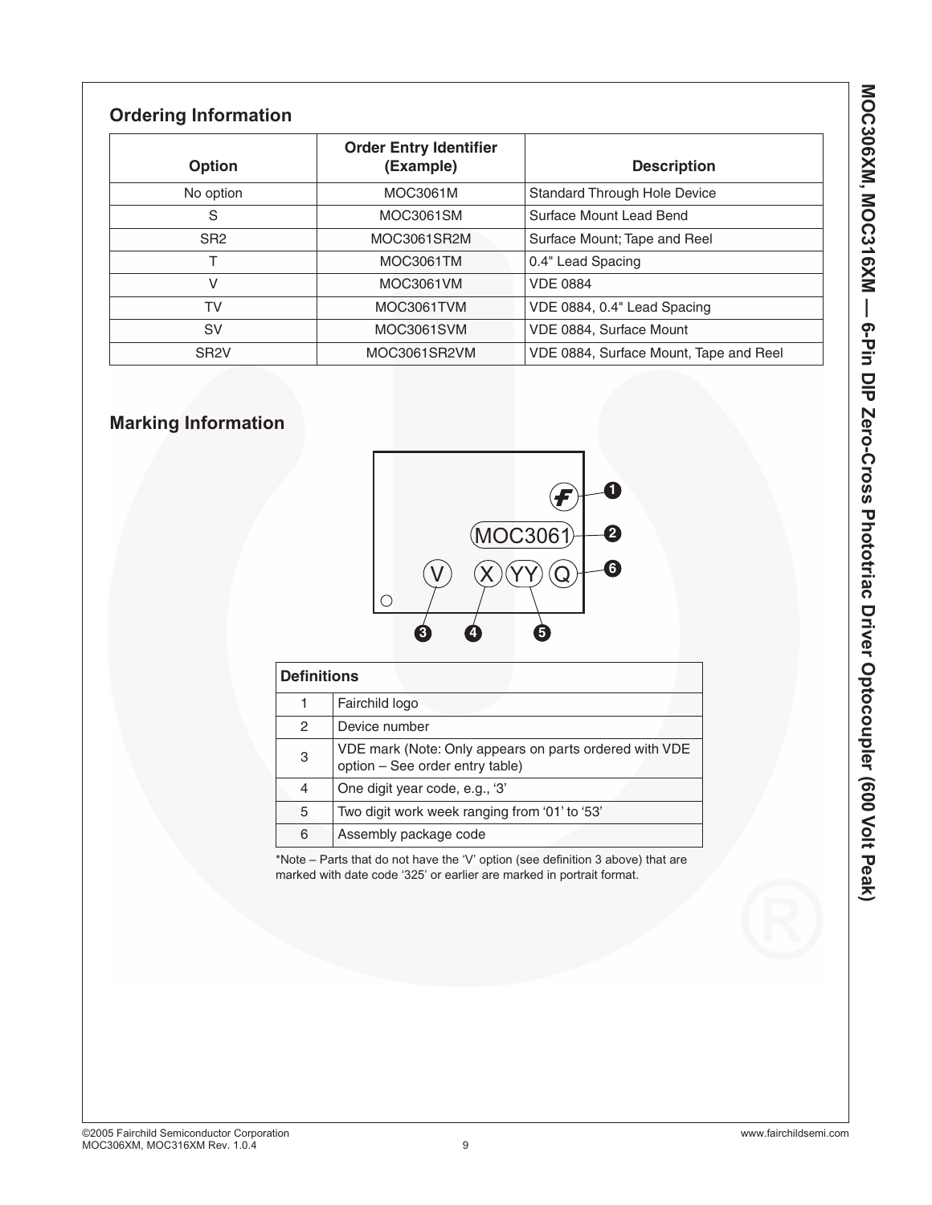## Ordering Information

| Option | Order Entry Identifier (Example) | Description |
|---|---|---|
| No option | MOC3061M | Standard Through Hole Device |
| S | MOC3061SM | Surface Mount Lead Bend |
| SR2 | MOC3061SR2M | Surface Mount; Tape and Reel |
| T | MOC3061TM | 0.4" Lead Spacing |
| V | MOC3061VM | VDE 0884 |
| TV | MOC3061TVM | VDE 0884, 0.4" Lead Spacing |
| SV | MOC3061SVM | VDE 0884, Surface Mount |
| SR2V | MOC3061SR2VM | VDE 0884, Surface Mount, Tape and Reel |

## Marking Information

| Definitions | |
|---|---|
| 1 | Fairchild logo |
| 2 | Device number |
| 3 | VDE mark (Note: Only appears on parts ordered with VDE option – See order entry table) |
| 4 | One digit year code, e.g., '3' |
| 5 | Two digit work week ranging from '01' to '53' |
| 6 | Assembly package code |

*Note – Parts that do not have the 'V' option (see definition 3 above) that are marked with date code '325' or earlier are marked in portrait format.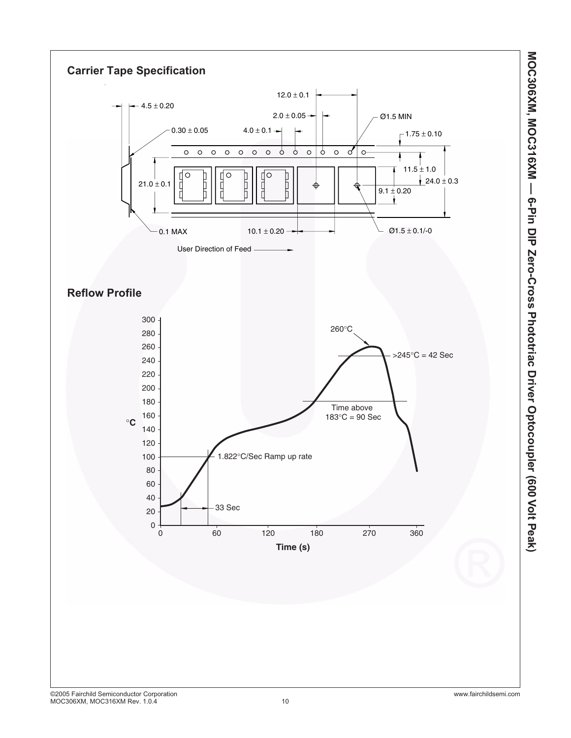## Carrier Tape Specification

4.5 ± 0.20

0.30 ± 0.05

12.0 ± 0.1

2.0 ± 0.05

4.0 ± 0.1

Ø1.5 MIN

1.75 ± 0.10

11.5 ± 1.0

24.0 ± 0.3

21.0 ± 0.1

9.1 ± 0.20

0.1 MAX

10.1 ± 0.20

Ø1.5 ± 0.1/-0

User Direction of Feed

## Reflow Profile

260°C

>245°C = 42 Sec

Time above 183°C = 90 Sec

1.822°C/Sec Ramp up rate

33 Sec

°C

Time (s)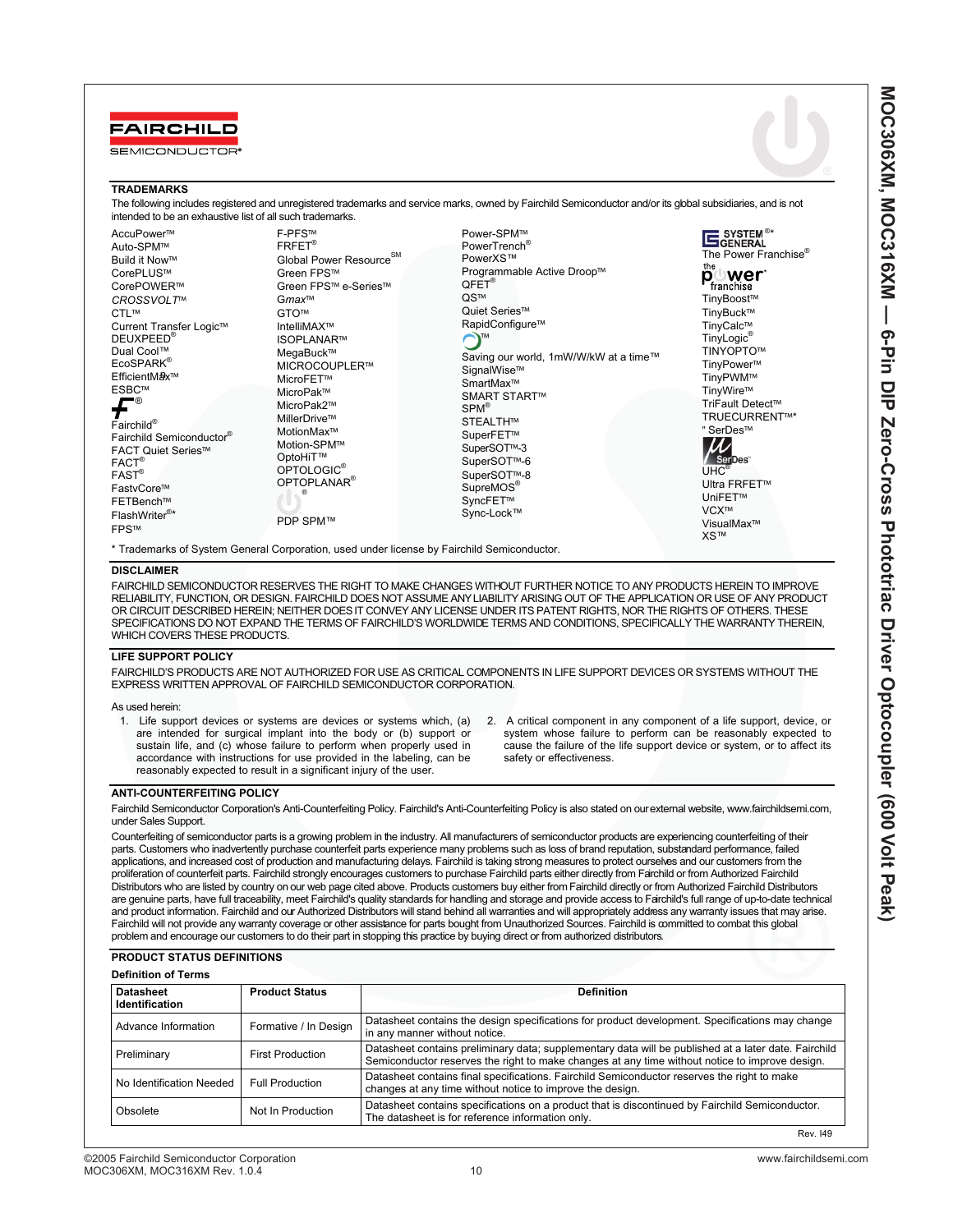## TRADEMARKS

The following includes registered and unregistered trademarks and service marks, owned by Fairchild Semiconductor and/or its global subsidiaries, and is not intended to be an exhaustive list of all such trademarks.

AccuPower™
Auto-SPM™
Build it Now™
CorePLUS™
CorePOWER™
*CROSSVOLT*™
CTL™
Current Transfer Logic™
DEUXPEED®
Dual Cool™
EcoSPARK®
EfficientMax™
ESBC™
®
Fairchild®
Fairchild Semiconductor®
FACT Quiet Series™
FACT®
FAST®
FastvCore™
FETBench™
FlashWriter®*
FPS™

F-PFS™
FRFET®
Global Power Resource℠
Green FPS™
Green FPS™ e-Series™
G*max*™
GTO™
IntelliMAX™
ISOPLANAR™
MegaBuck™
MICROCOUPLER™
MicroFET™
MicroPak™
MicroPak2™
MillerDrive™
MotionMax™
Motion-SPM™
OptoHiT™
OPTOLOGIC®
OPTOPLANAR®
®
PDP SPM™

Power-SPM™
PowerTrench®
PowerXS™
Programmable Active Droop™
QFET®
QS™
Quiet Series™
RapidConfigure™
™
Saving our world, 1mW/W/kW at a time™
SignalWise™
SmartMax™
SMART START™
SPM®
STEALTH™
SuperFET™
SuperSOT™-3
SuperSOT™-6
SuperSOT™-8
SupreMOS®
SyncFET™
Sync-Lock™

SYSTEM GENERAL®*
The Power Franchise®
the power franchise
TinyBoost™
TinyBuck™
TinyCalc™
TinyLogic®
TINYOPTO™
TinyPower™
TinyPWM™
TinyWire™
TriFault Detect™
TRUECURRENT™*
μSerDes™
SerDes
UHC®
Ultra FRFET™
UniFET™
VCX™
VisualMax™
XS™

* Trademarks of System General Corporation, used under license by Fairchild Semiconductor.

## DISCLAIMER

FAIRCHILD SEMICONDUCTOR RESERVES THE RIGHT TO MAKE CHANGES WITHOUT FURTHER NOTICE TO ANY PRODUCTS HEREIN TO IMPROVE RELIABILITY, FUNCTION, OR DESIGN. FAIRCHILD DOES NOT ASSUME ANY LIABILITY ARISING OUT OF THE APPLICATION OR USE OF ANY PRODUCT OR CIRCUIT DESCRIBED HEREIN; NEITHER DOES IT CONVEY ANY LICENSE UNDER ITS PATENT RIGHTS, NOR THE RIGHTS OF OTHERS. THESE SPECIFICATIONS DO NOT EXPAND THE TERMS OF FAIRCHILD'S WORLDWIDE TERMS AND CONDITIONS, SPECIFICALLY THE WARRANTY THEREIN, WHICH COVERS THESE PRODUCTS.

## LIFE SUPPORT POLICY

FAIRCHILD'S PRODUCTS ARE NOT AUTHORIZED FOR USE AS CRITICAL COMPONENTS IN LIFE SUPPORT DEVICES OR SYSTEMS WITHOUT THE EXPRESS WRITTEN APPROVAL OF FAIRCHILD SEMICONDUCTOR CORPORATION.

As used herein:

1. Life support devices or systems are devices or systems which, (a) are intended for surgical implant into the body or (b) support or sustain life, and (c) whose failure to perform when properly used in accordance with instructions for use provided in the labeling, can be reasonably expected to result in a significant injury of the user.
2. A critical component in any component of a life support, device, or system whose failure to perform can be reasonably expected to cause the failure of the life support device or system, or to affect its safety or effectiveness.

## ANTI-COUNTERFEITING POLICY

Fairchild Semiconductor Corporation's Anti-Counterfeiting Policy. Fairchild's Anti-Counterfeiting Policy is also stated on our external website, www.fairchildsemi.com, under Sales Support.

Counterfeiting of semiconductor parts is a growing problem in the industry. All manufacturers of semiconductor products are experiencing counterfeiting of their parts. Customers who inadvertently purchase counterfeit parts experience many problems such as loss of brand reputation, substandard performance, failed applications, and increased cost of production and manufacturing delays. Fairchild is taking strong measures to protect ourselves and our customers from the proliferation of counterfeit parts. Fairchild strongly encourages customers to purchase Fairchild parts either directly from Fairchild or from Authorized Fairchild Distributors who are listed by country on our web page cited above. Products customers buy either from Fairchild directly or from Authorized Fairchild Distributors are genuine parts, have full traceability, meet Fairchild's quality standards for handling and storage and provide access to Fairchild's full range of up-to-date technical and product information. Fairchild and our Authorized Distributors will stand behind all warranties and will appropriately address any warranty issues that may arise. Fairchild will not provide any warranty coverage or other assistance for parts bought from Unauthorized Sources. Fairchild is committed to combat this global problem and encourage our customers to do their part in stopping this practice by buying direct or from authorized distributors.

## PRODUCT STATUS DEFINITIONS

### Definition of Terms

| Datasheet Identification | Product Status | Definition |
|---|---|---|
| Advance Information | Formative / In Design | Datasheet contains the design specifications for product development. Specifications may change in any manner without notice. |
| Preliminary | First Production | Datasheet contains preliminary data; supplementary data will be published at a later date. Fairchild Semiconductor reserves the right to make changes at any time without notice to improve design. |
| No Identification Needed | Full Production | Datasheet contains final specifications. Fairchild Semiconductor reserves the right to make changes at any time without notice to improve the design. |
| Obsolete | Not In Production | Datasheet contains specifications on a product that is discontinued by Fairchild Semiconductor. The datasheet is for reference information only. |

Rev. I49